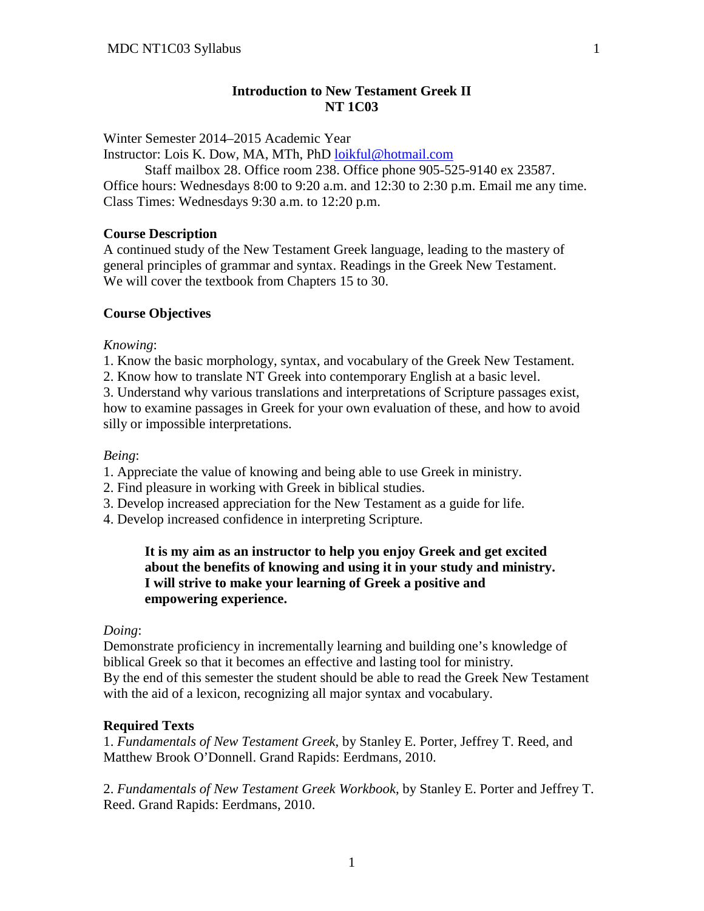# Introduction to New Testament Greek II
# NT 1C03

Winter Semester 2014–2015 Academic Year
Instructor: Lois K. Dow, MA, MTh, PhD loikful@hotmail.com
Staff mailbox 28. Office room 238. Office phone 905-525-9140 ex 23587.
Office hours: Wednesdays 8:00 to 9:20 a.m. and 12:30 to 2:30 p.m. Email me any time.
Class Times: Wednesdays 9:30 a.m. to 12:20 p.m.

## Course Description

A continued study of the New Testament Greek language, leading to the mastery of general principles of grammar and syntax. Readings in the Greek New Testament. We will cover the textbook from Chapters 15 to 30.

## Course Objectives

*Knowing*:

1. Know the basic morphology, syntax, and vocabulary of the Greek New Testament.
2. Know how to translate NT Greek into contemporary English at a basic level.
3. Understand why various translations and interpretations of Scripture passages exist, how to examine passages in Greek for your own evaluation of these, and how to avoid silly or impossible interpretations.

*Being*:

1. Appreciate the value of knowing and being able to use Greek in ministry.
2. Find pleasure in working with Greek in biblical studies.
3. Develop increased appreciation for the New Testament as a guide for life.
4. Develop increased confidence in interpreting Scripture.

> **It is my aim as an instructor to help you enjoy Greek and get excited about the benefits of knowing and using it in your study and ministry. I will strive to make your learning of Greek a positive and empowering experience.**

*Doing*:

Demonstrate proficiency in incrementally learning and building one's knowledge of biblical Greek so that it becomes an effective and lasting tool for ministry.
By the end of this semester the student should be able to read the Greek New Testament with the aid of a lexicon, recognizing all major syntax and vocabulary.

## Required Texts

1. *Fundamentals of New Testament Greek*, by Stanley E. Porter, Jeffrey T. Reed, and Matthew Brook O'Donnell. Grand Rapids: Eerdmans, 2010.

2. *Fundamentals of New Testament Greek Workbook*, by Stanley E. Porter and Jeffrey T. Reed. Grand Rapids: Eerdmans, 2010.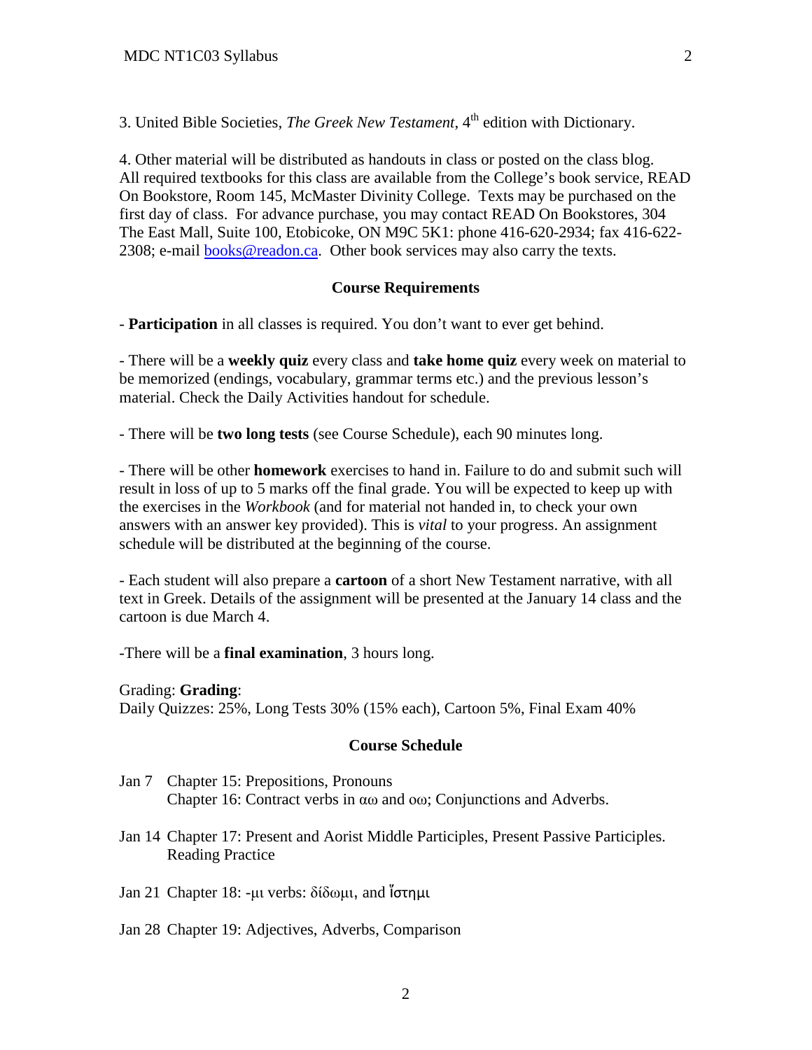3. United Bible Societies, *The Greek New Testament*, 4th edition with Dictionary.

4. Other material will be distributed as handouts in class or posted on the class blog. All required textbooks for this class are available from the College's book service, READ On Bookstore, Room 145, McMaster Divinity College. Texts may be purchased on the first day of class. For advance purchase, you may contact READ On Bookstores, 304 The East Mall, Suite 100, Etobicoke, ON M9C 5K1: phone 416-620-2934; fax 416-622-2308; e-mail books@readon.ca. Other book services may also carry the texts.

### Course Requirements

- **Participation** in all classes is required. You don't want to ever get behind.

- There will be a **weekly quiz** every class and **take home quiz** every week on material to be memorized (endings, vocabulary, grammar terms etc.) and the previous lesson's material. Check the Daily Activities handout for schedule.

- There will be **two long tests** (see Course Schedule), each 90 minutes long.

- There will be other **homework** exercises to hand in. Failure to do and submit such will result in loss of up to 5 marks off the final grade. You will be expected to keep up with the exercises in the *Workbook* (and for material not handed in, to check your own answers with an answer key provided). This is *vital* to your progress. An assignment schedule will be distributed at the beginning of the course.

- Each student will also prepare a **cartoon** of a short New Testament narrative, with all text in Greek. Details of the assignment will be presented at the January 14 class and the cartoon is due March 4.

-There will be a **final examination**, 3 hours long.

Grading: **Grading**:
Daily Quizzes: 25%, Long Tests 30% (15% each), Cartoon 5%, Final Exam 40%

### Course Schedule

Jan 7 Chapter 15: Prepositions, Pronouns
Chapter 16: Contract verbs in αω and οω; Conjunctions and Adverbs.

Jan 14 Chapter 17: Present and Aorist Middle Participles, Present Passive Participles.
Reading Practice

Jan 21 Chapter 18: -μι verbs: δίδωμι, and ἵστημι

Jan 28 Chapter 19: Adjectives, Adverbs, Comparison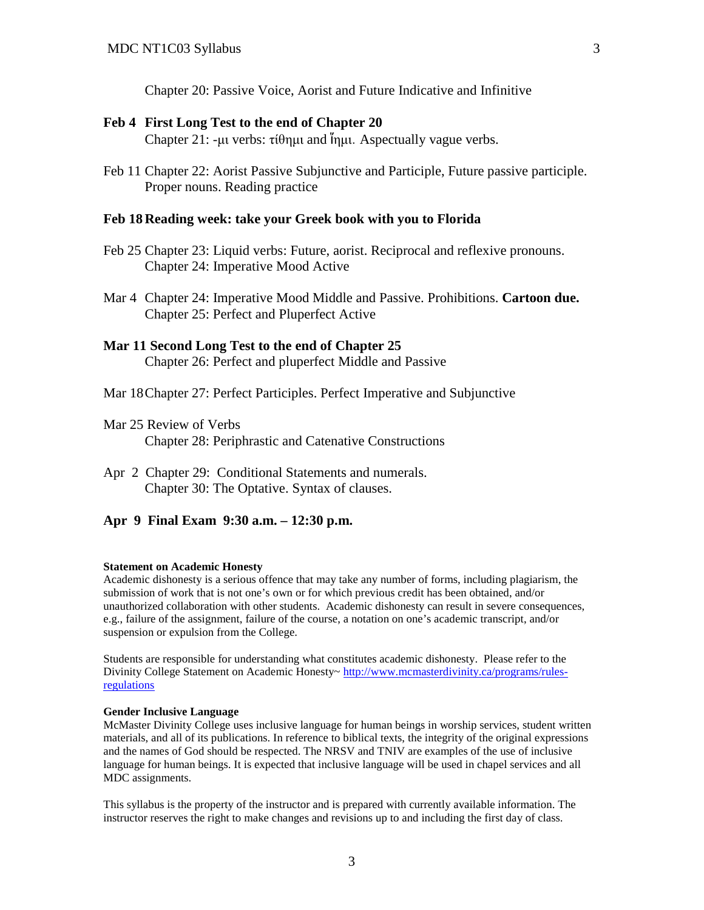Chapter 20: Passive Voice, Aorist and Future Indicative and Infinitive

**Feb 4 First Long Test to the end of Chapter 20**
Chapter 21: -μι verbs: τίθημι and ἵημι. Aspectually vague verbs.

Feb 11 Chapter 22: Aorist Passive Subjunctive and Participle, Future passive participle. Proper nouns. Reading practice

**Feb 18 Reading week: take your Greek book with you to Florida**

Feb 25 Chapter 23: Liquid verbs: Future, aorist. Reciprocal and reflexive pronouns.
Chapter 24: Imperative Mood Active

Mar 4 Chapter 24: Imperative Mood Middle and Passive. Prohibitions. **Cartoon due.**
Chapter 25: Perfect and Pluperfect Active

**Mar 11 Second Long Test to the end of Chapter 25**
Chapter 26: Perfect and pluperfect Middle and Passive

Mar 18 Chapter 27: Perfect Participles. Perfect Imperative and Subjunctive

Mar 25 Review of Verbs
Chapter 28: Periphrastic and Catenative Constructions

Apr 2 Chapter 29: Conditional Statements and numerals.
Chapter 30: The Optative. Syntax of clauses.

**Apr 9 Final Exam 9:30 a.m. – 12:30 p.m.**

**Statement on Academic Honesty**
Academic dishonesty is a serious offence that may take any number of forms, including plagiarism, the submission of work that is not one's own or for which previous credit has been obtained, and/or unauthorized collaboration with other students. Academic dishonesty can result in severe consequences, e.g., failure of the assignment, failure of the course, a notation on one's academic transcript, and/or suspension or expulsion from the College.

Students are responsible for understanding what constitutes academic dishonesty. Please refer to the Divinity College Statement on Academic Honesty~ http://www.mcmasterdivinity.ca/programs/rules-regulations

**Gender Inclusive Language**
McMaster Divinity College uses inclusive language for human beings in worship services, student written materials, and all of its publications. In reference to biblical texts, the integrity of the original expressions and the names of God should be respected. The NRSV and TNIV are examples of the use of inclusive language for human beings. It is expected that inclusive language will be used in chapel services and all MDC assignments.

This syllabus is the property of the instructor and is prepared with currently available information. The instructor reserves the right to make changes and revisions up to and including the first day of class.